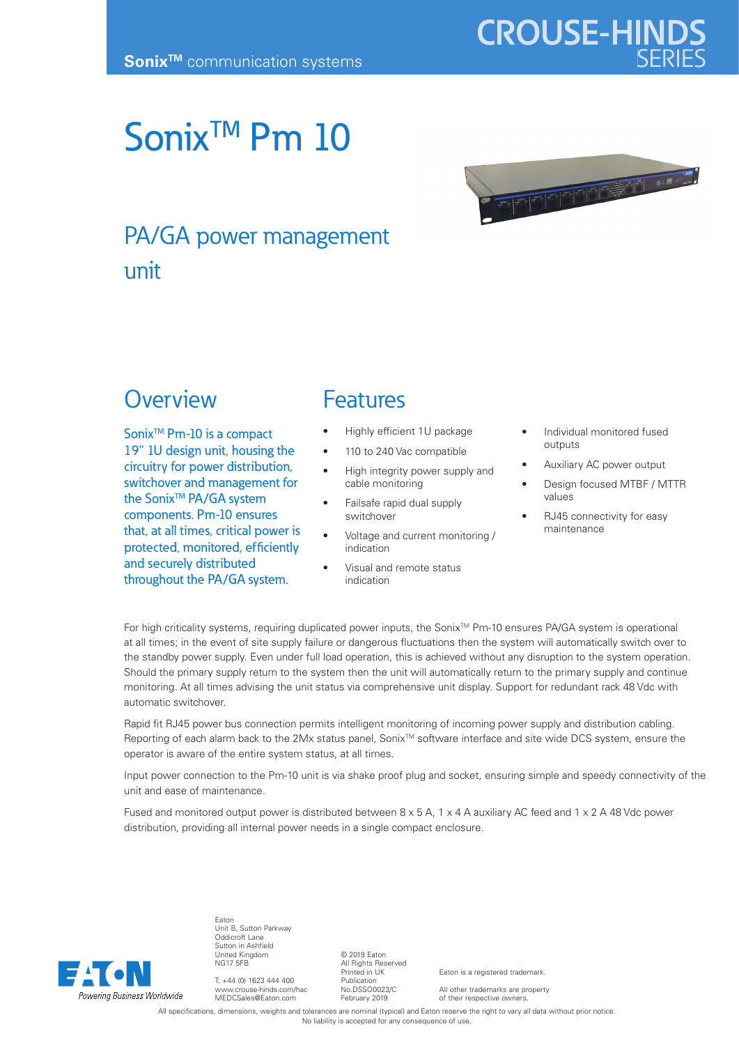**Sonix™** communication systems

CROUSE-HINDS SERIES

# Sonix™ Pm 10

## PA/GA power management unit

## Overview

Sonix™ Pm-10 is a compact 19" 1U design unit, housing the circuitry for power distribution, switchover and management for the Sonix™ PA/GA system components. Pm-10 ensures that, at all times, critical power is protected, monitored, efficiently and securely distributed throughout the PA/GA system.

## Features

- Highly efficient 1U package
- 110 to 240 Vac compatible
- High integrity power supply and cable monitoring
- Failsafe rapid dual supply switchover
- Voltage and current monitoring / indication
- Visual and remote status indication
- Individual monitored fused outputs
- Auxiliary AC power output
- Design focused MTBF / MTTR values
- RJ45 connectivity for easy maintenance

For high criticality systems, requiring duplicated power inputs, the Sonix™ Pm-10 ensures PA/GA system is operational at all times; in the event of site supply failure or dangerous fluctuations then the system will automatically switch over to the standby power supply. Even under full load operation, this is achieved without any disruption to the system operation. Should the primary supply return to the system then the unit will automatically return to the primary supply and continue monitoring. At all times advising the unit status via comprehensive unit display. Support for redundant rack 48 Vdc with automatic switchover.

Rapid fit RJ45 power bus connection permits intelligent monitoring of incoming power supply and distribution cabling. Reporting of each alarm back to the 2Mx status panel, Sonix™ software interface and site wide DCS system, ensure the operator is aware of the entire system status, at all times.

Input power connection to the Pm-10 unit is via shake proof plug and socket, ensuring simple and speedy connectivity of the unit and ease of maintenance.

Fused and monitored output power is distributed between 8 x 5 A, 1 x 4 A auxiliary AC feed and 1 x 2 A 48 Vdc power distribution, providing all internal power needs in a single compact enclosure.

EATON
*Powering Business Worldwide*

Eaton
Unit B, Sutton Parkway
Oddicroft Lane
Sutton in Ashfield
United Kingdom
NG17 5FB

T: +44 (0) 1623 444 400
www.crouse-hinds.com/hac
MEDCSales@Eaton.com

© 2019 Eaton
All Rights Reserved
Printed in UK
Publication
No.DSSO0023/C
February 2019

Eaton is a registered trademark.

All other trademarks are property of their respective owners.

All specifications, dimensions, weights and tolerances are nominal (typical) and Eaton reserve the right to vary all data without prior notice.
No liability is accepted for any consequence of use.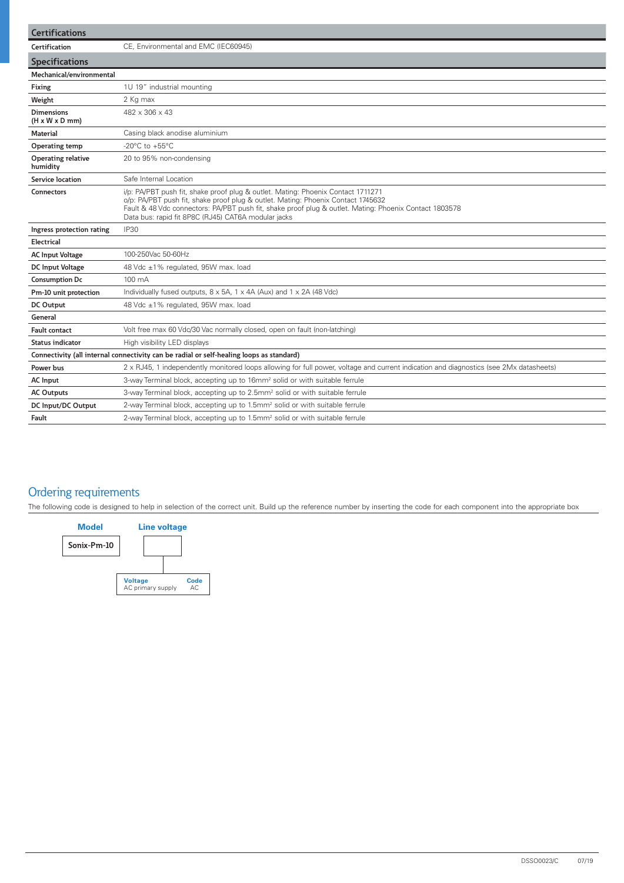## Certifications

| | |
|---|---|
| **Certification** | CE, Environmental and EMC (IEC60945) |

## Specifications

| | |
|---|---|
| **Mechanical/environmental** | |
| **Fixing** | 1U 19" industrial mounting |
| **Weight** | 2 Kg max |
| **Dimensions (H x W x D mm)** | 482 x 306 x 43 |
| **Material** | Casing black anodise aluminium |
| **Operating temp** | -20°C to +55°C |
| **Operating relative humidity** | 20 to 95% non-condensing |
| **Service location** | Safe Internal Location |
| **Connectors** | i/p: PA/PBT push fit, shake proof plug & outlet. Mating: Phoenix Contact 1711271<br>o/p: PA/PBT push fit, shake proof plug & outlet. Mating: Phoenix Contact 1745632<br>Fault & 48 Vdc connectors: PA/PBT push fit, shake proof plug & outlet. Mating: Phoenix Contact 1803578<br>Data bus: rapid fit 8P8C (RJ45) CAT6A modular jacks |
| **Ingress protection rating** | IP30 |
| **Electrical** | |
| **AC Input Voltage** | 100-250Vac 50-60Hz |
| **DC Input Voltage** | 48 Vdc ±1% regulated, 95W max. load |
| **Consumption Dc** | 100 mA |
| **Pm-10 unit protection** | Individually fused outputs, 8 x 5A, 1 x 4A (Aux) and 1 x 2A (48 Vdc) |
| **DC Output** | 48 Vdc ±1% regulated, 95W max. load |
| **General** | |
| **Fault contact** | Volt free max 60 Vdc/30 Vac normally closed, open on fault (non-latching) |
| **Status indicator** | High visibility LED displays |
| **Connectivity (all internal connectivity can be radial or self-healing loops as standard)** | |
| **Power bus** | 2 x RJ45, 1 independently monitored loops allowing for full power, voltage and current indication and diagnostics (see 2Mx datasheets) |
| **AC Input** | 3-way Terminal block, accepting up to 16mm² solid or with suitable ferrule |
| **AC Outputs** | 3-way Terminal block, accepting up to 2.5mm² solid or with suitable ferrule |
| **DC Input/DC Output** | 2-way Terminal block, accepting up to 1.5mm² solid or with suitable ferrule |
| **Fault** | 2-way Terminal block, accepting up to 1.5mm² solid or with suitable ferrule |

## Ordering requirements

The following code is designed to help in selection of the correct unit. Build up the reference number by inserting the code for each component into the appropriate box

**Model**: Sonix-Pm-10

**Line voltage**: [ ]

| Voltage | Code |
|---|---|
| AC primary supply | AC |

DSSO0023/C 07/19